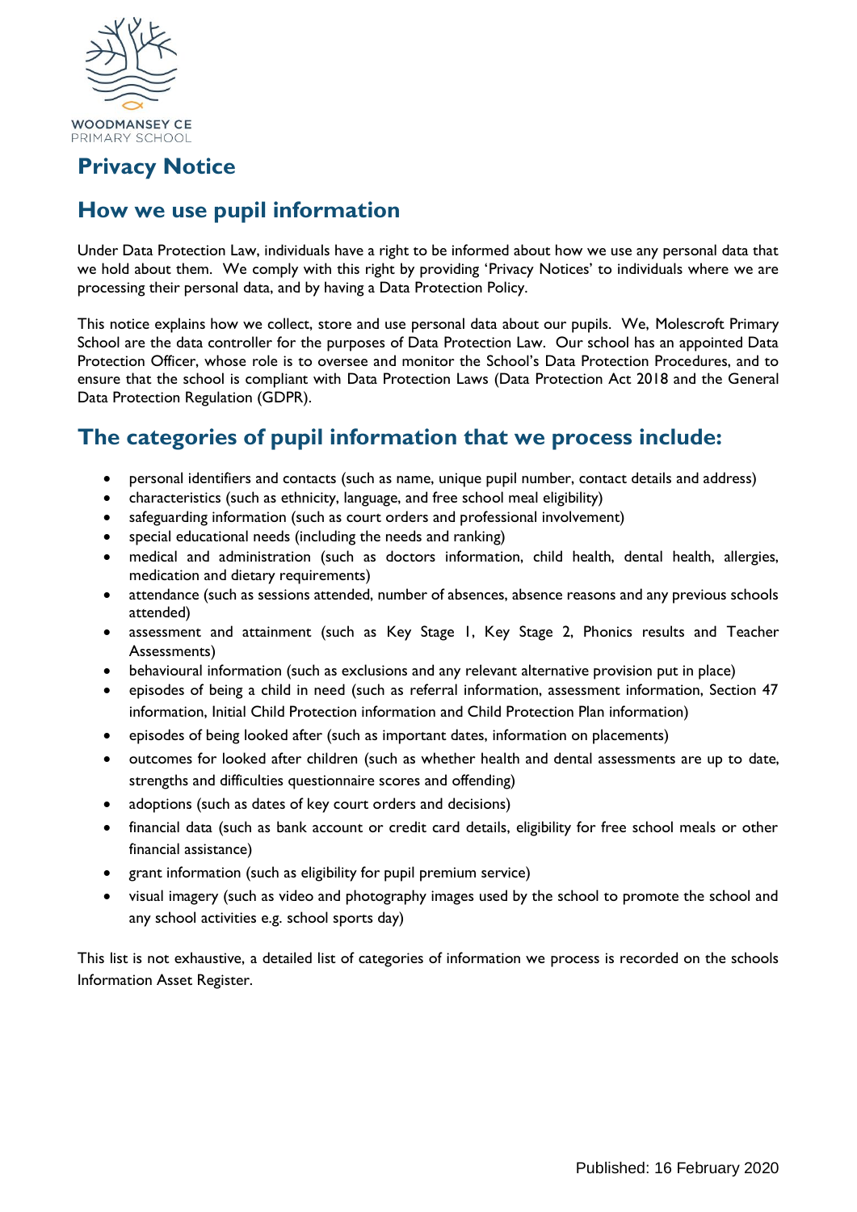WOODMANSEY CE
PRIMARY SCHOOL

# Privacy Notice

## How we use pupil information

Under Data Protection Law, individuals have a right to be informed about how we use any personal data that we hold about them. We comply with this right by providing 'Privacy Notices' to individuals where we are processing their personal data, and by having a Data Protection Policy.

This notice explains how we collect, store and use personal data about our pupils. We, Molescroft Primary School are the data controller for the purposes of Data Protection Law. Our school has an appointed Data Protection Officer, whose role is to oversee and monitor the School's Data Protection Procedures, and to ensure that the school is compliant with Data Protection Laws (Data Protection Act 2018 and the General Data Protection Regulation (GDPR).

## The categories of pupil information that we process include:

- personal identifiers and contacts (such as name, unique pupil number, contact details and address)
- characteristics (such as ethnicity, language, and free school meal eligibility)
- safeguarding information (such as court orders and professional involvement)
- special educational needs (including the needs and ranking)
- medical and administration (such as doctors information, child health, dental health, allergies, medication and dietary requirements)
- attendance (such as sessions attended, number of absences, absence reasons and any previous schools attended)
- assessment and attainment (such as Key Stage 1, Key Stage 2, Phonics results and Teacher Assessments)
- behavioural information (such as exclusions and any relevant alternative provision put in place)
- episodes of being a child in need (such as referral information, assessment information, Section 47 information, Initial Child Protection information and Child Protection Plan information)
- episodes of being looked after (such as important dates, information on placements)
- outcomes for looked after children (such as whether health and dental assessments are up to date, strengths and difficulties questionnaire scores and offending)
- adoptions (such as dates of key court orders and decisions)
- financial data (such as bank account or credit card details, eligibility for free school meals or other financial assistance)
- grant information (such as eligibility for pupil premium service)
- visual imagery (such as video and photography images used by the school to promote the school and any school activities e.g. school sports day)

This list is not exhaustive, a detailed list of categories of information we process is recorded on the schools Information Asset Register.

Published: 16 February 2020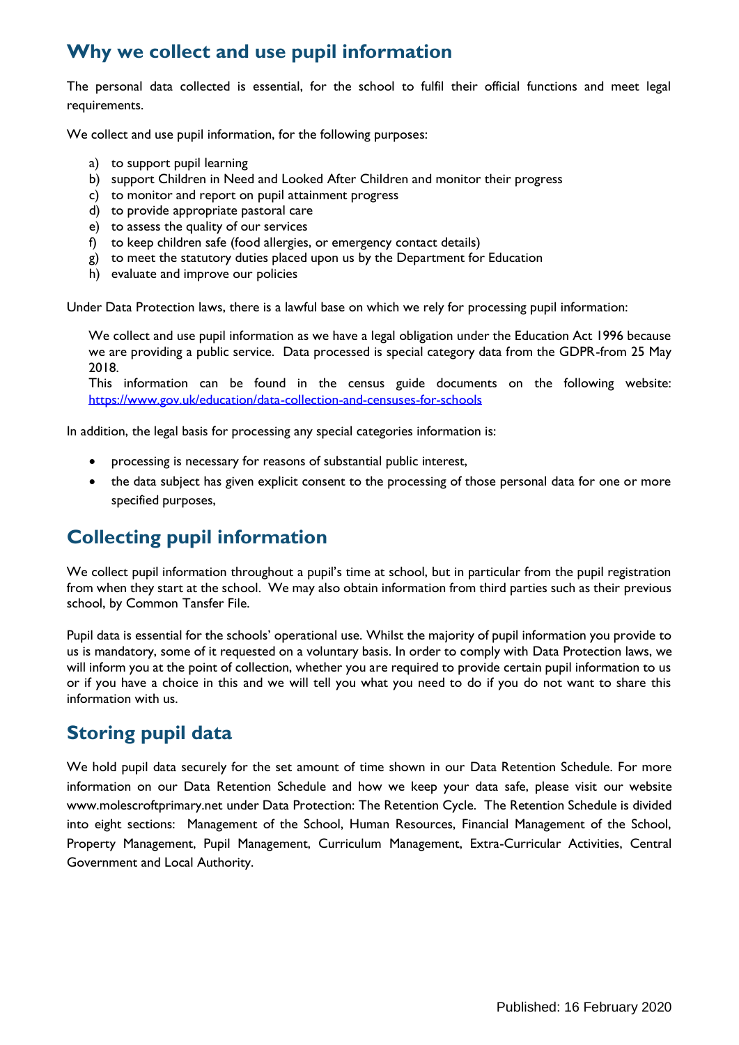## Why we collect and use pupil information

The personal data collected is essential, for the school to fulfil their official functions and meet legal requirements.

We collect and use pupil information, for the following purposes:

a) to support pupil learning
b) support Children in Need and Looked After Children and monitor their progress
c) to monitor and report on pupil attainment progress
d) to provide appropriate pastoral care
e) to assess the quality of our services
f) to keep children safe (food allergies, or emergency contact details)
g) to meet the statutory duties placed upon us by the Department for Education
h) evaluate and improve our policies

Under Data Protection laws, there is a lawful base on which we rely for processing pupil information:

We collect and use pupil information as we have a legal obligation under the Education Act 1996 because we are providing a public service. Data processed is special category data from the GDPR-from 25 May 2018.
This information can be found in the census guide documents on the following website: https://www.gov.uk/education/data-collection-and-censuses-for-schools

In addition, the legal basis for processing any special categories information is:

- processing is necessary for reasons of substantial public interest,
- the data subject has given explicit consent to the processing of those personal data for one or more specified purposes,

## Collecting pupil information

We collect pupil information throughout a pupil's time at school, but in particular from the pupil registration from when they start at the school. We may also obtain information from third parties such as their previous school, by Common Tansfer File.

Pupil data is essential for the schools' operational use. Whilst the majority of pupil information you provide to us is mandatory, some of it requested on a voluntary basis. In order to comply with Data Protection laws, we will inform you at the point of collection, whether you are required to provide certain pupil information to us or if you have a choice in this and we will tell you what you need to do if you do not want to share this information with us.

## Storing pupil data

We hold pupil data securely for the set amount of time shown in our Data Retention Schedule. For more information on our Data Retention Schedule and how we keep your data safe, please visit our website www.molescroftprimary.net under Data Protection: The Retention Cycle. The Retention Schedule is divided into eight sections: Management of the School, Human Resources, Financial Management of the School, Property Management, Pupil Management, Curriculum Management, Extra-Curricular Activities, Central Government and Local Authority.

Published: 16 February 2020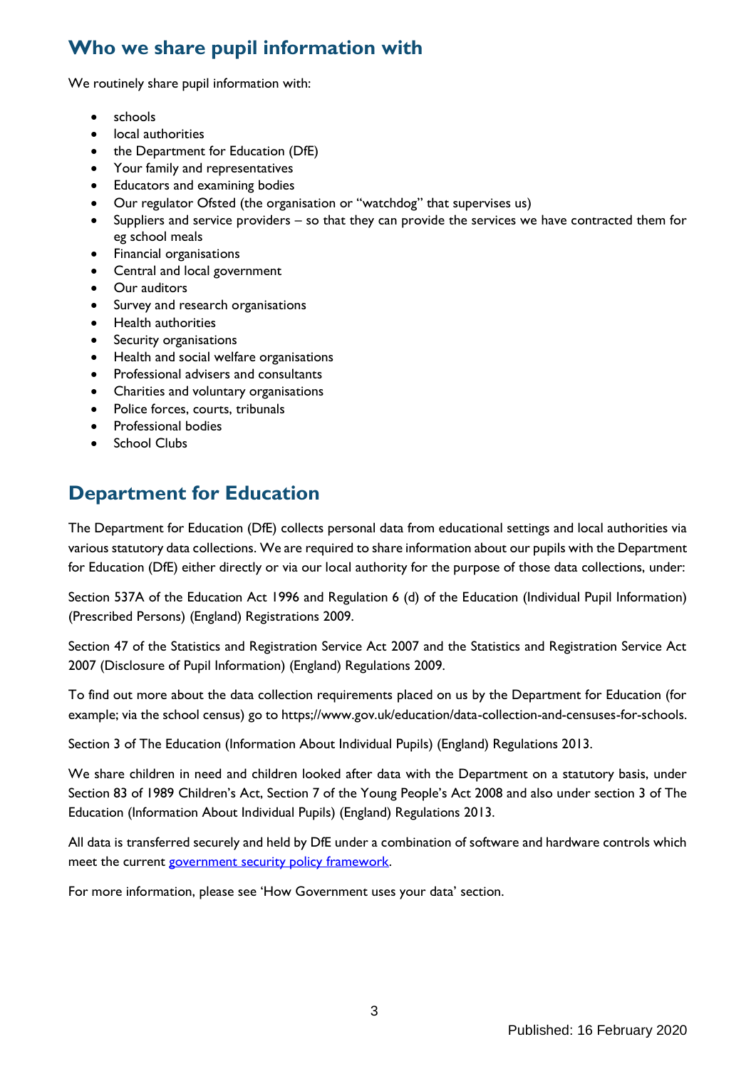## Who we share pupil information with

We routinely share pupil information with:

- schools
- local authorities
- the Department for Education (DfE)
- Your family and representatives
- Educators and examining bodies
- Our regulator Ofsted (the organisation or "watchdog" that supervises us)
- Suppliers and service providers – so that they can provide the services we have contracted them for eg school meals
- Financial organisations
- Central and local government
- Our auditors
- Survey and research organisations
- Health authorities
- Security organisations
- Health and social welfare organisations
- Professional advisers and consultants
- Charities and voluntary organisations
- Police forces, courts, tribunals
- Professional bodies
- School Clubs

## Department for Education

The Department for Education (DfE) collects personal data from educational settings and local authorities via various statutory data collections. We are required to share information about our pupils with the Department for Education (DfE) either directly or via our local authority for the purpose of those data collections, under:

Section 537A of the Education Act 1996 and Regulation 6 (d) of the Education (Individual Pupil Information) (Prescribed Persons) (England) Registrations 2009.

Section 47 of the Statistics and Registration Service Act 2007 and the Statistics and Registration Service Act 2007 (Disclosure of Pupil Information) (England) Regulations 2009.

To find out more about the data collection requirements placed on us by the Department for Education (for example; via the school census) go to https;//www.gov.uk/education/data-collection-and-censuses-for-schools.

Section 3 of The Education (Information About Individual Pupils) (England) Regulations 2013.

We share children in need and children looked after data with the Department on a statutory basis, under Section 83 of 1989 Children's Act, Section 7 of the Young People's Act 2008 and also under section 3 of The Education (Information About Individual Pupils) (England) Regulations 2013.

All data is transferred securely and held by DfE under a combination of software and hardware controls which meet the current [government security policy framework](#).

For more information, please see 'How Government uses your data' section.

Published: 16 February 2020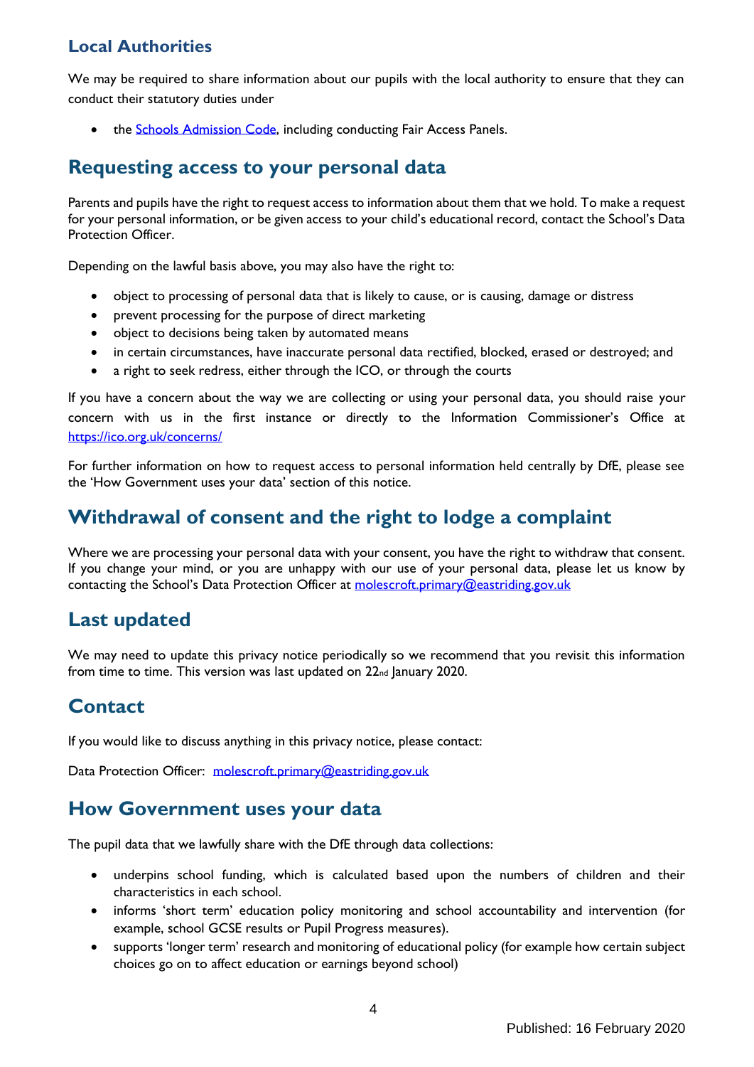### Local Authorities

We may be required to share information about our pupils with the local authority to ensure that they can conduct their statutory duties under

- the [Schools Admission Code](), including conducting Fair Access Panels.

## Requesting access to your personal data

Parents and pupils have the right to request access to information about them that we hold. To make a request for your personal information, or be given access to your child's educational record, contact the School's Data Protection Officer.

Depending on the lawful basis above, you may also have the right to:

- object to processing of personal data that is likely to cause, or is causing, damage or distress
- prevent processing for the purpose of direct marketing
- object to decisions being taken by automated means
- in certain circumstances, have inaccurate personal data rectified, blocked, erased or destroyed; and
- a right to seek redress, either through the ICO, or through the courts

If you have a concern about the way we are collecting or using your personal data, you should raise your concern with us in the first instance or directly to the Information Commissioner's Office at https://ico.org.uk/concerns/

For further information on how to request access to personal information held centrally by DfE, please see the 'How Government uses your data' section of this notice.

## Withdrawal of consent and the right to lodge a complaint

Where we are processing your personal data with your consent, you have the right to withdraw that consent. If you change your mind, or you are unhappy with our use of your personal data, please let us know by contacting the School's Data Protection Officer at molescroft.primary@eastriding.gov.uk

## Last updated

We may need to update this privacy notice periodically so we recommend that you revisit this information from time to time. This version was last updated on 22nd January 2020.

## Contact

If you would like to discuss anything in this privacy notice, please contact:

Data Protection Officer: molescroft.primary@eastriding.gov.uk

## How Government uses your data

The pupil data that we lawfully share with the DfE through data collections:

- underpins school funding, which is calculated based upon the numbers of children and their characteristics in each school.
- informs 'short term' education policy monitoring and school accountability and intervention (for example, school GCSE results or Pupil Progress measures).
- supports 'longer term' research and monitoring of educational policy (for example how certain subject choices go on to affect education or earnings beyond school)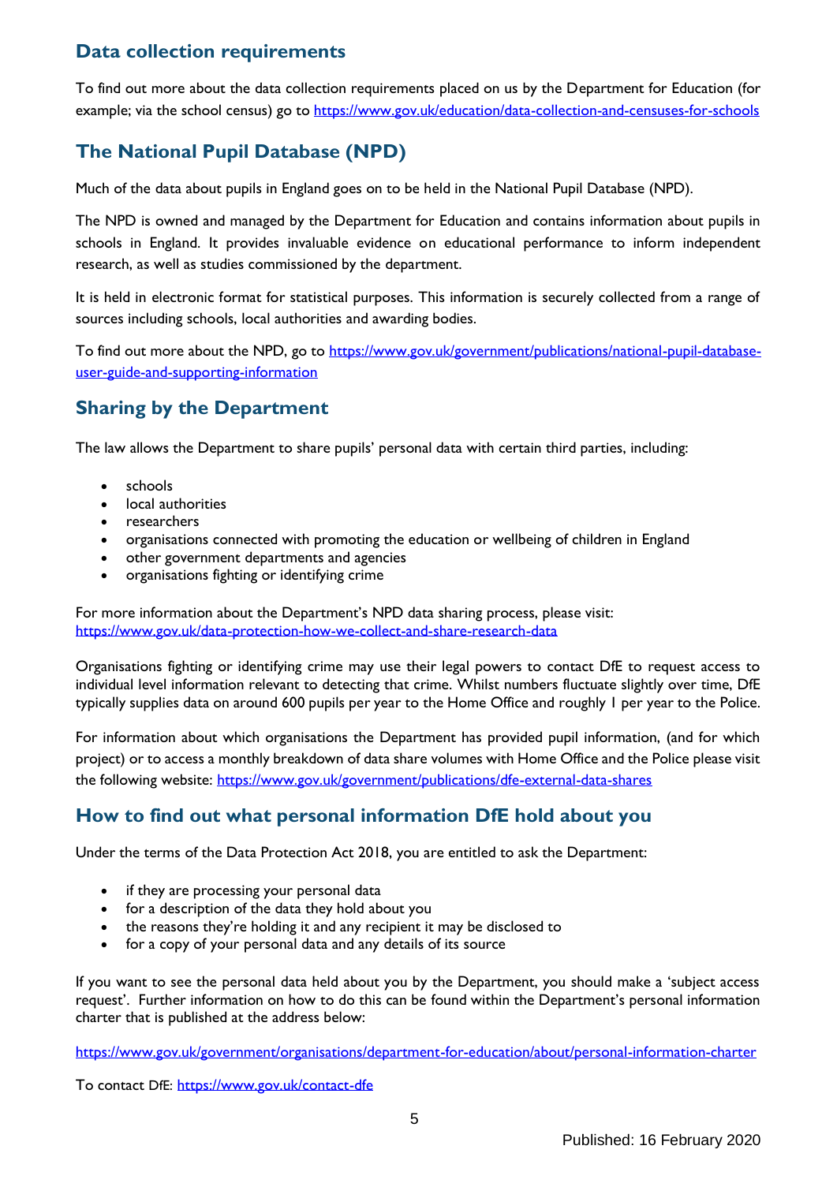## Data collection requirements

To find out more about the data collection requirements placed on us by the Department for Education (for example; via the school census) go to https://www.gov.uk/education/data-collection-and-censuses-for-schools

## The National Pupil Database (NPD)

Much of the data about pupils in England goes on to be held in the National Pupil Database (NPD).

The NPD is owned and managed by the Department for Education and contains information about pupils in schools in England. It provides invaluable evidence on educational performance to inform independent research, as well as studies commissioned by the department.

It is held in electronic format for statistical purposes. This information is securely collected from a range of sources including schools, local authorities and awarding bodies.

To find out more about the NPD, go to https://www.gov.uk/government/publications/national-pupil-database-user-guide-and-supporting-information

## Sharing by the Department

The law allows the Department to share pupils' personal data with certain third parties, including:

- schools
- local authorities
- researchers
- organisations connected with promoting the education or wellbeing of children in England
- other government departments and agencies
- organisations fighting or identifying crime

For more information about the Department's NPD data sharing process, please visit:
https://www.gov.uk/data-protection-how-we-collect-and-share-research-data

Organisations fighting or identifying crime may use their legal powers to contact DfE to request access to individual level information relevant to detecting that crime. Whilst numbers fluctuate slightly over time, DfE typically supplies data on around 600 pupils per year to the Home Office and roughly 1 per year to the Police.

For information about which organisations the Department has provided pupil information, (and for which project) or to access a monthly breakdown of data share volumes with Home Office and the Police please visit the following website: https://www.gov.uk/government/publications/dfe-external-data-shares

## How to find out what personal information DfE hold about you

Under the terms of the Data Protection Act 2018, you are entitled to ask the Department:

- if they are processing your personal data
- for a description of the data they hold about you
- the reasons they're holding it and any recipient it may be disclosed to
- for a copy of your personal data and any details of its source

If you want to see the personal data held about you by the Department, you should make a 'subject access request'. Further information on how to do this can be found within the Department's personal information charter that is published at the address below:

https://www.gov.uk/government/organisations/department-for-education/about/personal-information-charter

To contact DfE: https://www.gov.uk/contact-dfe

Published: 16 February 2020